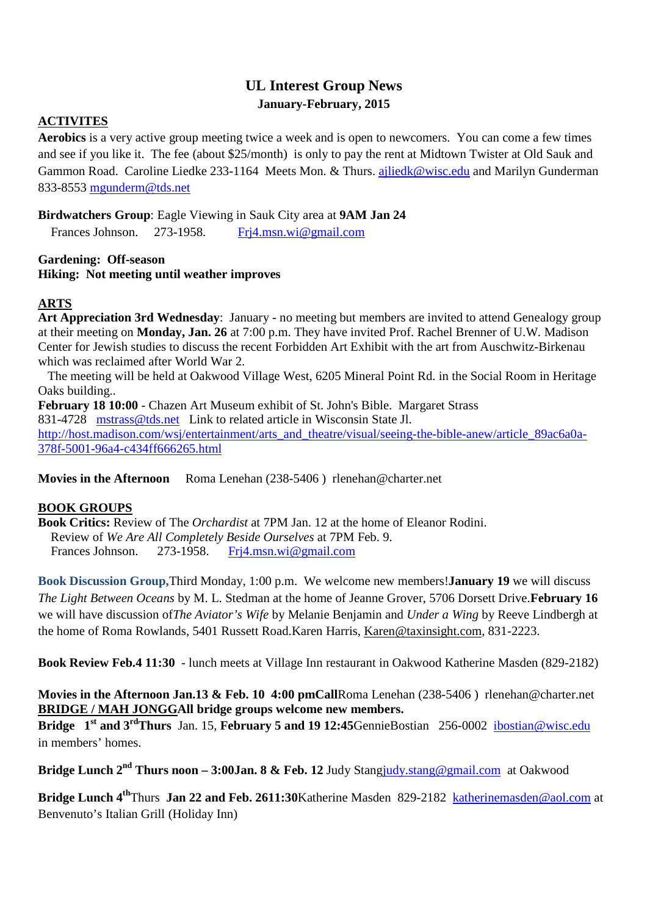# UL Interest Group News

**January-February, 2015**

## ACTIVITES

**Aerobics** is a very active group meeting twice a week and is open to newcomers. You can come a few times and see if you like it. The fee (about $25/month) is only to pay the rent at Midtown Twister at Old Sauk and Gammon Road. Caroline Liedke 233-1164 Meets Mon. & Thurs. ajliedk@wisc.edu and Marilyn Gunderman 833-8553 mgunderm@tds.net

**Birdwatchers Group**: Eagle Viewing in Sauk City area at **9AM Jan 24**
Frances Johnson. 273-1958. Frj4.msn.wi@gmail.com

**Gardening: Off-season**
**Hiking: Not meeting until weather improves**

## ARTS

**Art Appreciation 3rd Wednesday**: January - no meeting but members are invited to attend Genealogy group at their meeting on **Monday, Jan. 26** at 7:00 p.m. They have invited Prof. Rachel Brenner of U.W. Madison Center for Jewish studies to discuss the recent Forbidden Art Exhibit with the art from Auschwitz-Birkenau which was reclaimed after World War 2.

The meeting will be held at Oakwood Village West, 6205 Mineral Point Rd. in the Social Room in Heritage Oaks building..

**February 18 10:00** - Chazen Art Museum exhibit of St. John's Bible. Margaret Strass 831-4728 mstrass@tds.net Link to related article in Wisconsin State Jl.
http://host.madison.com/wsj/entertainment/arts_and_theatre/visual/seeing-the-bible-anew/article_89ac6a0a-378f-5001-96a4-c434ff666265.html

**Movies in the Afternoon** Roma Lenehan (238-5406 ) rlenehan@charter.net

## BOOK GROUPS

**Book Critics:** Review of The *Orchardist* at 7PM Jan. 12 at the home of Eleanor Rodini.
Review of *We Are All Completely Beside Ourselves* at 7PM Feb. 9.
Frances Johnson. 273-1958. Frj4.msn.wi@gmail.com

**Book Discussion Group,** Third Monday, 1:00 p.m. We welcome new members! **January 19** we will discuss *The Light Between Oceans* by M. L. Stedman at the home of Jeanne Grover, 5706 Dorsett Drive. **February 16** we will have discussion of *The Aviator's Wife* by Melanie Benjamin and *Under a Wing* by Reeve Lindbergh at the home of Roma Rowlands, 5401 Russett Road. Karen Harris, Karen@taxinsight.com, 831-2223.

**Book Review Feb.4 11:30** - lunch meets at Village Inn restaurant in Oakwood Katherine Masden (829-2182)

**Movies in the Afternoon Jan.13 & Feb. 10 4:00 pmCall** Roma Lenehan (238-5406 ) rlenehan@charter.net

## BRIDGE / MAH JONGG All bridge groups welcome new members.

**Bridge 1st and 3rd Thurs** Jan. 15, **February 5 and 19 12:45** GennieBostian 256-0002 ibostian@wisc.edu in members' homes.

**Bridge Lunch 2nd Thurs noon – 3:00 Jan. 8 & Feb. 12** Judy Stang judy.stang@gmail.com at Oakwood

**Bridge Lunch 4th Thurs Jan 22 and Feb. 26 11:30** Katherine Masden 829-2182 katherinemasden@aol.com at Benvenuto's Italian Grill (Holiday Inn)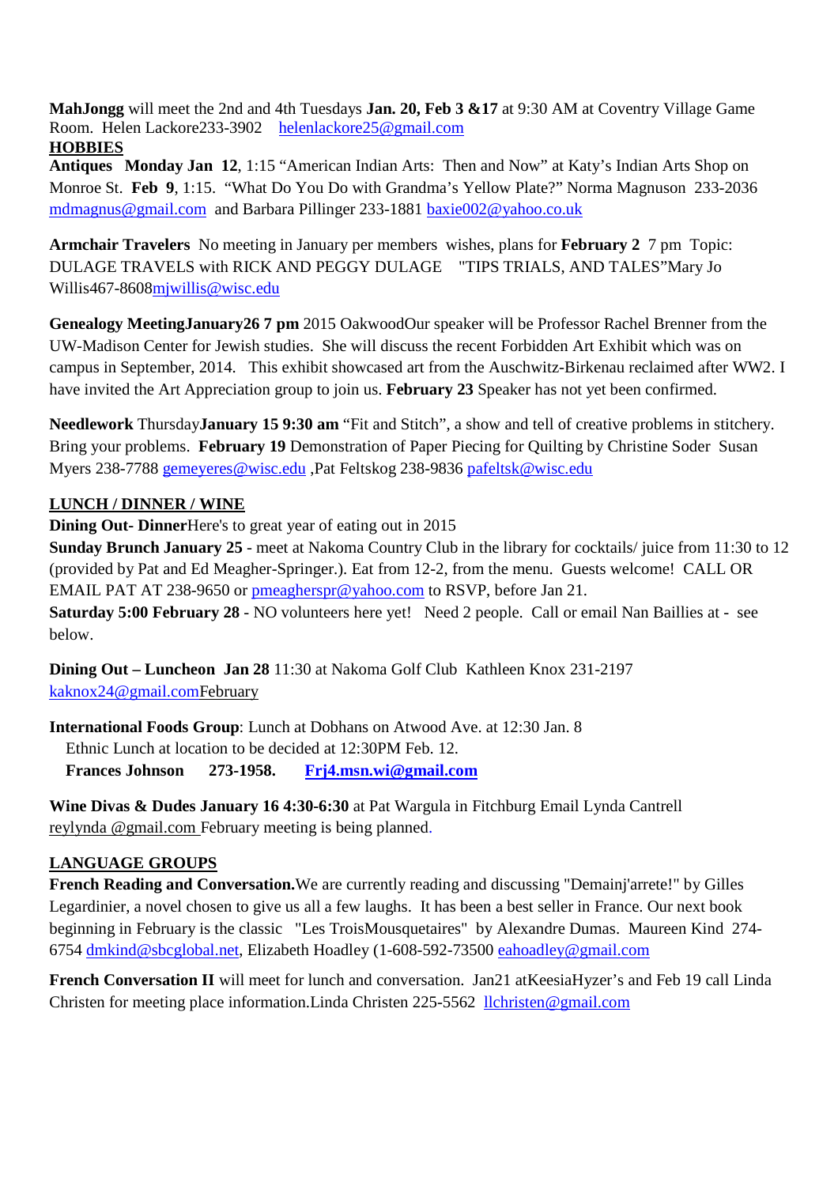**MahJongg** will meet the 2nd and 4th Tuesdays **Jan. 20, Feb 3 &17** at 9:30 AM at Coventry Village Game Room. Helen Lackore233-3902 helenlackore25@gmail.com

**HOBBIES**

**Antiques Monday Jan 12**, 1:15 "American Indian Arts: Then and Now" at Katy's Indian Arts Shop on Monroe St. **Feb 9**, 1:15. "What Do You Do with Grandma's Yellow Plate?" Norma Magnuson 233-2036 mdmagnus@gmail.com and Barbara Pillinger 233-1881 baxie002@yahoo.co.uk

**Armchair Travelers** No meeting in January per members wishes, plans for **February 2** 7 pm Topic: DULAGE TRAVELS with RICK AND PEGGY DULAGE "TIPS TRIALS, AND TALES"Mary Jo Willis467-8608mjwillis@wisc.edu

**Genealogy MeetingJanuary26 7 pm** 2015 OakwoodOur speaker will be Professor Rachel Brenner from the UW-Madison Center for Jewish studies. She will discuss the recent Forbidden Art Exhibit which was on campus in September, 2014. This exhibit showcased art from the Auschwitz-Birkenau reclaimed after WW2. I have invited the Art Appreciation group to join us. **February 23** Speaker has not yet been confirmed.

**Needlework** Thursday**January 15 9:30 am** "Fit and Stitch", a show and tell of creative problems in stitchery. Bring your problems. **February 19** Demonstration of Paper Piecing for Quilting by Christine Soder Susan Myers 238-7788 gemeyeres@wisc.edu ,Pat Feltskog 238-9836 pafeltsk@wisc.edu

**LUNCH / DINNER / WINE**

**Dining Out- Dinner**Here's to great year of eating out in 2015

**Sunday Brunch January 25** - meet at Nakoma Country Club in the library for cocktails/ juice from 11:30 to 12 (provided by Pat and Ed Meagher-Springer.). Eat from 12-2, from the menu. Guests welcome! CALL OR EMAIL PAT AT 238-9650 or pmeagherspr@yahoo.com to RSVP, before Jan 21.

**Saturday 5:00 February 28** - NO volunteers here yet! Need 2 people. Call or email Nan Baillies at - see below.

**Dining Out – Luncheon Jan 28** 11:30 at Nakoma Golf Club Kathleen Knox 231-2197 kaknox24@gmail.comFebruary

**International Foods Group**: Lunch at Dobhans on Atwood Ave. at 12:30 Jan. 8

Ethnic Lunch at location to be decided at 12:30PM Feb. 12.

**Frances Johnson 273-1958. Frj4.msn.wi@gmail.com**

**Wine Divas & Dudes January 16 4:30-6:30** at Pat Wargula in Fitchburg Email Lynda Cantrell reylynda @gmail.com February meeting is being planned.

**LANGUAGE GROUPS**

**French Reading and Conversation.**We are currently reading and discussing "Demainj'arrete!" by Gilles Legardinier, a novel chosen to give us all a few laughs. It has been a best seller in France. Our next book beginning in February is the classic "Les TroisMousquetaires" by Alexandre Dumas. Maureen Kind 274-6754 dmkind@sbcglobal.net, Elizabeth Hoadley (1-608-592-73500 eahoadley@gmail.com

**French Conversation II** will meet for lunch and conversation. Jan21 atKeesiaHyzer's and Feb 19 call Linda Christen for meeting place information.Linda Christen 225-5562 llchristen@gmail.com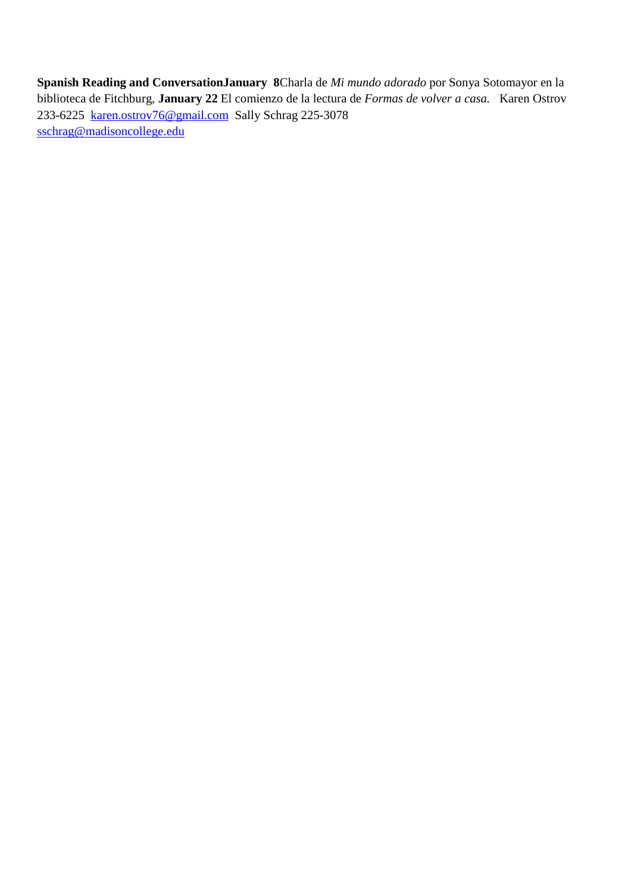**Spanish Reading and ConversationJanuary 8**Charla de *Mi mundo adorado* por Sonya Sotomayor en la biblioteca de Fitchburg, **January 22** El comienzo de la lectura de *Formas de volver a casa.* Karen Ostrov 233-6225 karen.ostrov76@gmail.com Sally Schrag 225-3078 sschrag@madisoncollege.edu